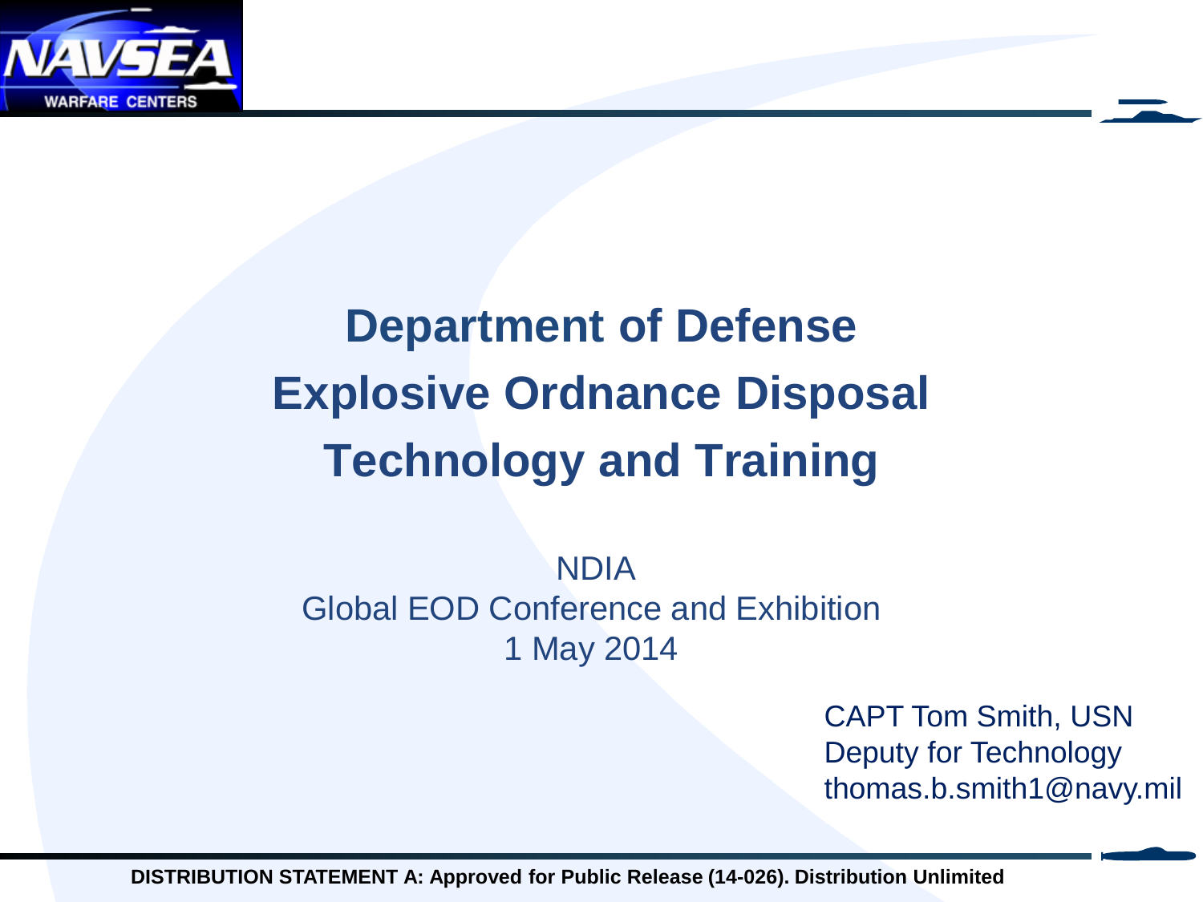# Department of Defense Explosive Ordnance Disposal Technology and Training

NDIA
Global EOD Conference and Exhibition
1 May 2014

CAPT Tom Smith, USN
Deputy for Technology
thomas.b.smith1@navy.mil

**DISTRIBUTION STATEMENT A: Approved for Public Release (14-026). Distribution Unlimited**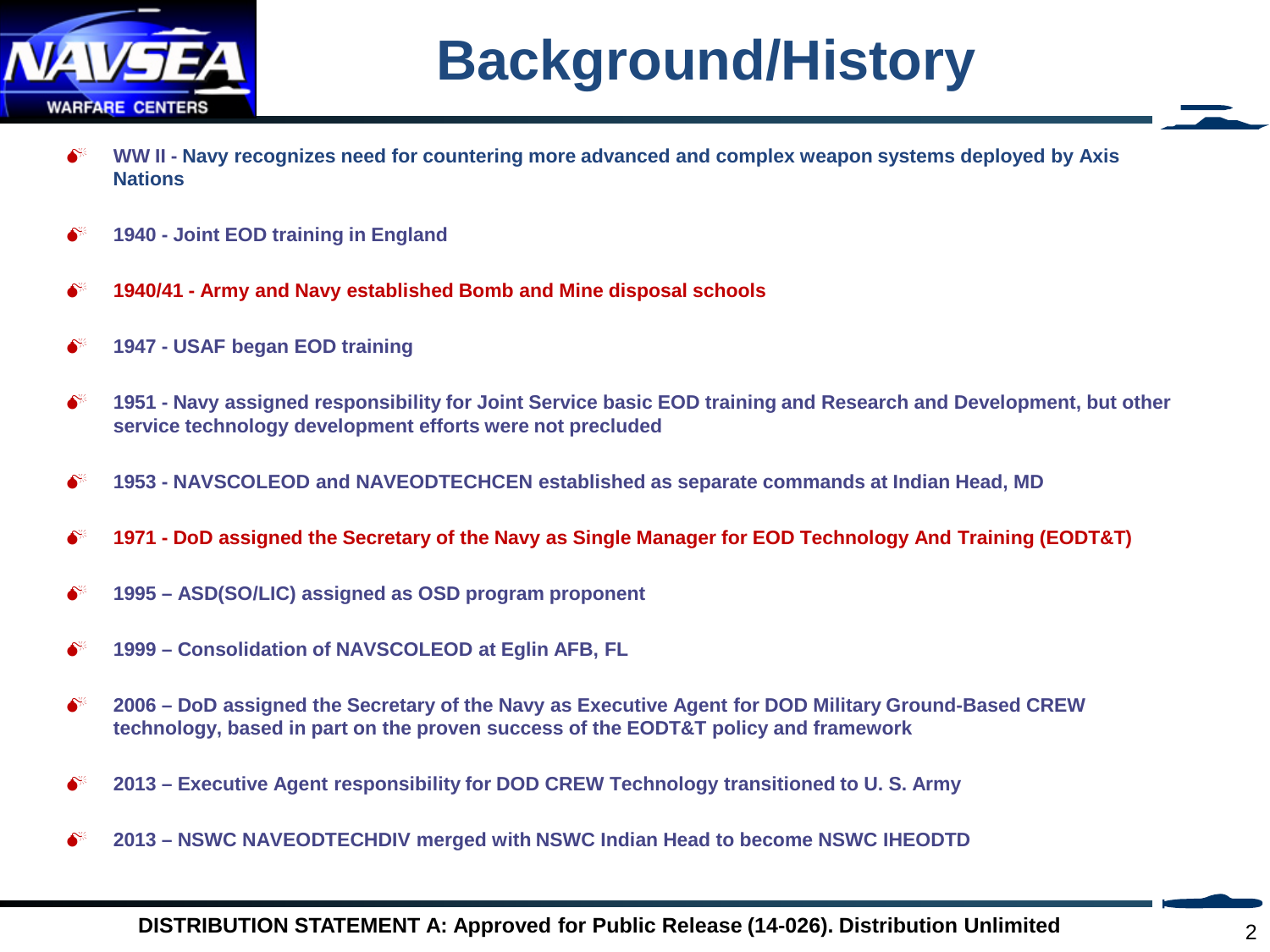# Background/History

- WW II - Navy recognizes need for countering more advanced and complex weapon systems deployed by Axis Nations
- 1940 - Joint EOD training in England
- 1940/41 - Army and Navy established Bomb and Mine disposal schools
- 1947 - USAF began EOD training
- 1951 - Navy assigned responsibility for Joint Service basic EOD training and Research and Development, but other service technology development efforts were not precluded
- 1953 - NAVSCOLEOD and NAVEODTECHCEN established as separate commands at Indian Head, MD
- 1971 - DoD assigned the Secretary of the Navy as Single Manager for EOD Technology And Training (EODT&T)
- 1995 – ASD(SO/LIC) assigned as OSD program proponent
- 1999 – Consolidation of NAVSCOLEOD at Eglin AFB, FL
- 2006 – DoD assigned the Secretary of the Navy as Executive Agent for DOD Military Ground-Based CREW technology, based in part on the proven success of the EODT&T policy and framework
- 2013 – Executive Agent responsibility for DOD CREW Technology transitioned to U. S. Army
- 2013 – NSWC NAVEODTECHDIV merged with NSWC Indian Head to become NSWC IHEODTD

DISTRIBUTION STATEMENT A: Approved for Public Release (14-026). Distribution Unlimited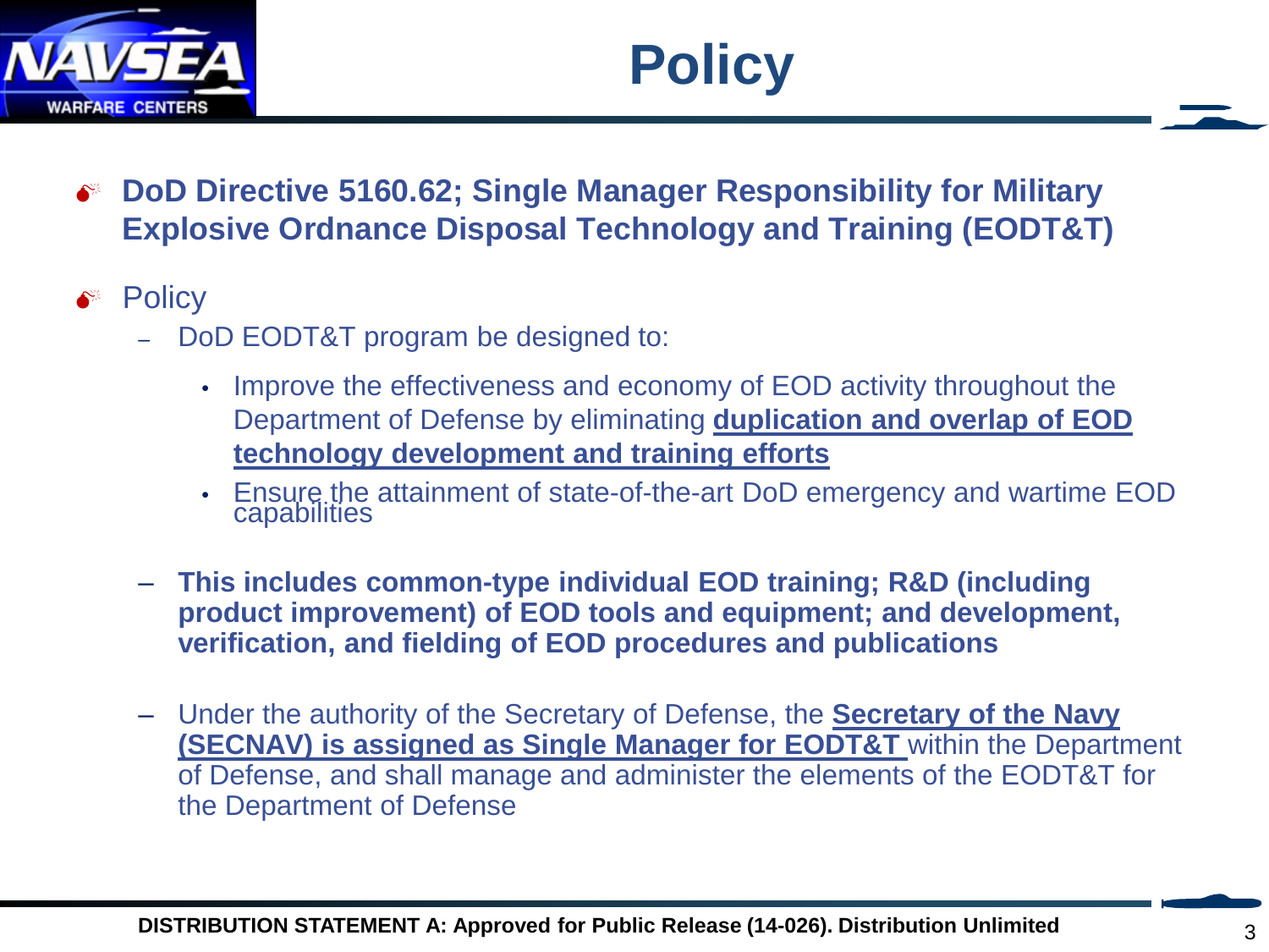# Policy

- **DoD Directive 5160.62; Single Manager Responsibility for Military Explosive Ordnance Disposal Technology and Training (EODT&T)**
- Policy
  - DoD EODT&T program be designed to:
    - Improve the effectiveness and economy of EOD activity throughout the Department of Defense by eliminating **duplication and overlap of EOD technology development and training efforts**
    - Ensure the attainment of state-of-the-art DoD emergency and wartime EOD capabilities
  - **This includes common-type individual EOD training; R&D (including product improvement) of EOD tools and equipment; and development, verification, and fielding of EOD procedures and publications**
  - Under the authority of the Secretary of Defense, the **Secretary of the Navy (SECNAV) is assigned as Single Manager for EODT&T** within the Department of Defense, and shall manage and administer the elements of the EODT&T for the Department of Defense

DISTRIBUTION STATEMENT A: Approved for Public Release (14-026). Distribution Unlimited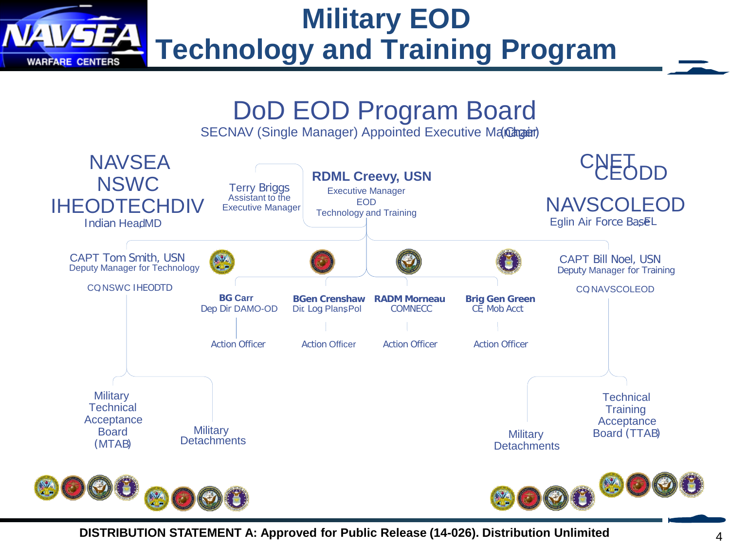# Military EOD Technology and Training Program

## DoD EOD Program Board

SECNAV (Single Manager) Appointed Executive Manager (Chair)

**NAVSEA NSWC IHEODTECHDIV**
Indian Head, MD

Terry Briggs
Assistant to the Executive Manager

**RDML Creevy, USN**
Executive Manager
EOD
Technology and Training

**CNET CEODD**

**NAVSCOLEOD**
Eglin Air Force Base, FL

CAPT Tom Smith, USN
Deputy Manager for Technology

CO, NSWC IHEODTD

CAPT Bill Noel, USN
Deputy Manager for Training

CO, NAVSCOLEOD

**BG Carr**
Dep Dir DAMO-OD

Action Officer

**BGen Crenshaw**
Dir. Log Plans, Pol

Action Officer

**RADM Morneau**
COMNECC

Action Officer

**Brig Gen Green**
CE, Mob Acct

Action Officer

Military Technical Acceptance Board (MTAB)

Military Detachments

Military Detachments

Technical Training Acceptance Board (TTAB)

DISTRIBUTION STATEMENT A: Approved for Public Release (14-026). Distribution Unlimited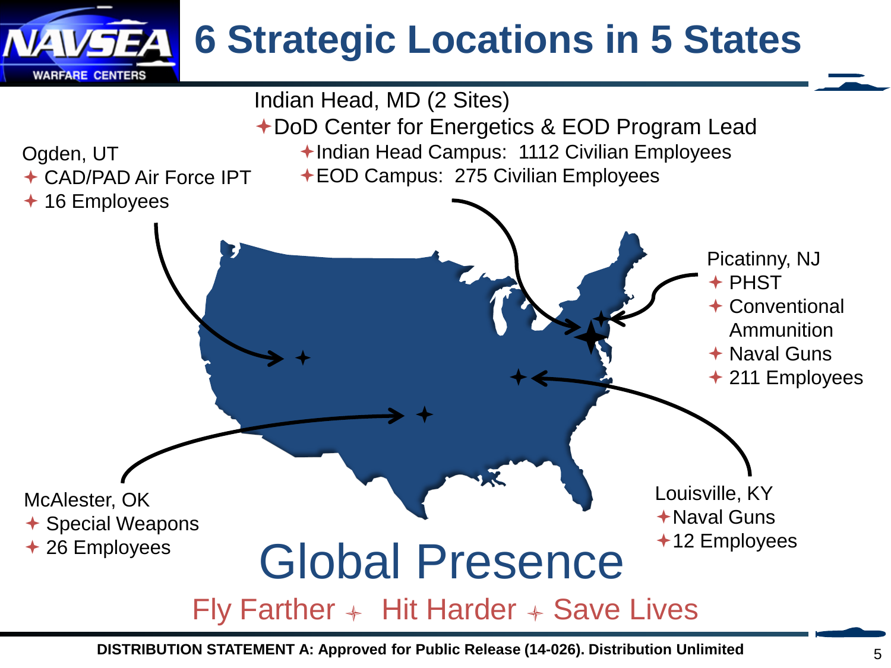# 6 Strategic Locations in 5 States

**Indian Head, MD (2 Sites)**
- DoD Center for Energetics & EOD Program Lead
  - Indian Head Campus: 1112 Civilian Employees
  - EOD Campus: 275 Civilian Employees

**Ogden, UT**
- CAD/PAD Air Force IPT
- 16 Employees

**Picatinny, NJ**
- PHST
- Conventional Ammunition
- Naval Guns
- 211 Employees

**McAlester, OK**
- Special Weapons
- 26 Employees

**Louisville, KY**
- Naval Guns
- 12 Employees

## Global Presence

Fly Farther ✦ Hit Harder ✦ Save Lives

**DISTRIBUTION STATEMENT A: Approved for Public Release (14-026). Distribution Unlimited**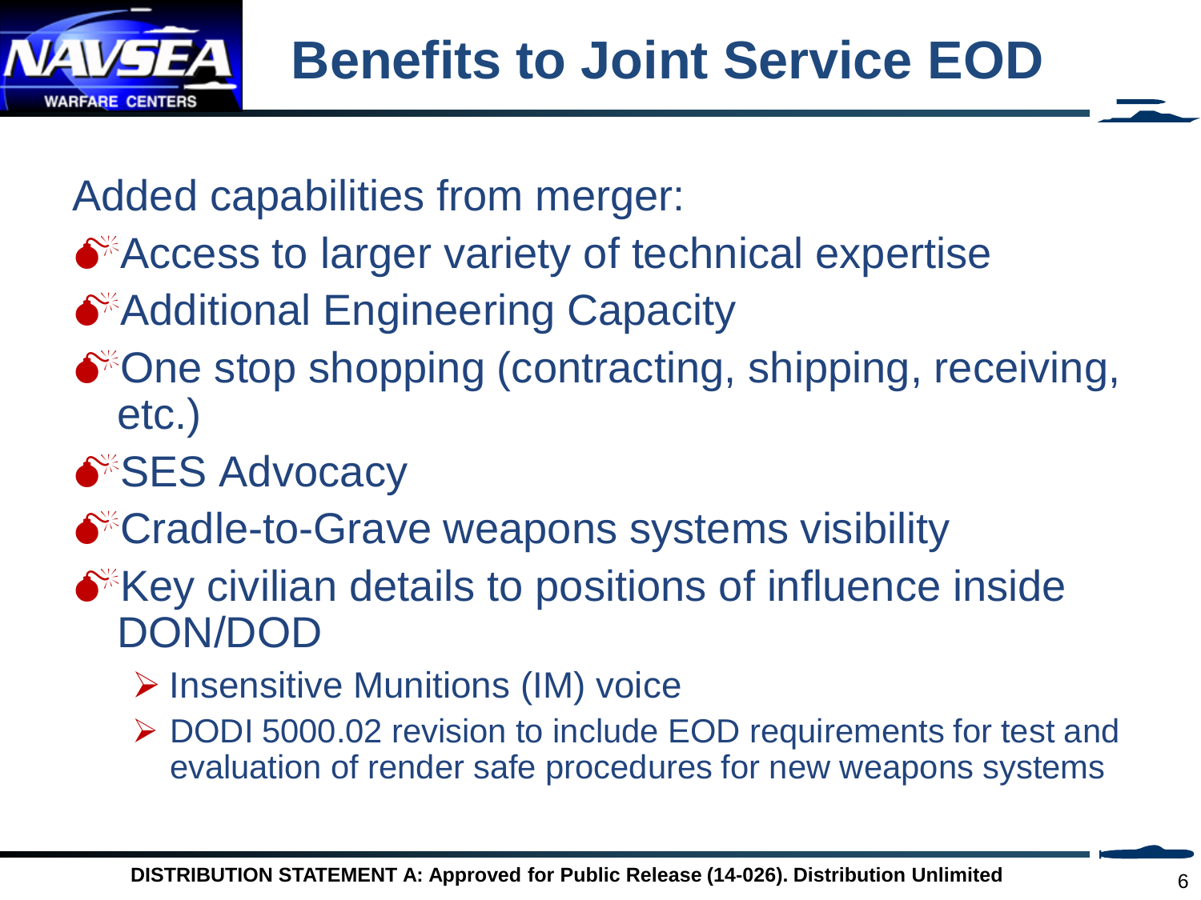# Benefits to Joint Service EOD

Added capabilities from merger:

- Access to larger variety of technical expertise
- Additional Engineering Capacity
- One stop shopping (contracting, shipping, receiving, etc.)
- SES Advocacy
- Cradle-to-Grave weapons systems visibility
- Key civilian details to positions of influence inside DON/DOD
  - Insensitive Munitions (IM) voice
  - DODI 5000.02 revision to include EOD requirements for test and evaluation of render safe procedures for new weapons systems

**DISTRIBUTION STATEMENT A: Approved for Public Release (14-026). Distribution Unlimited**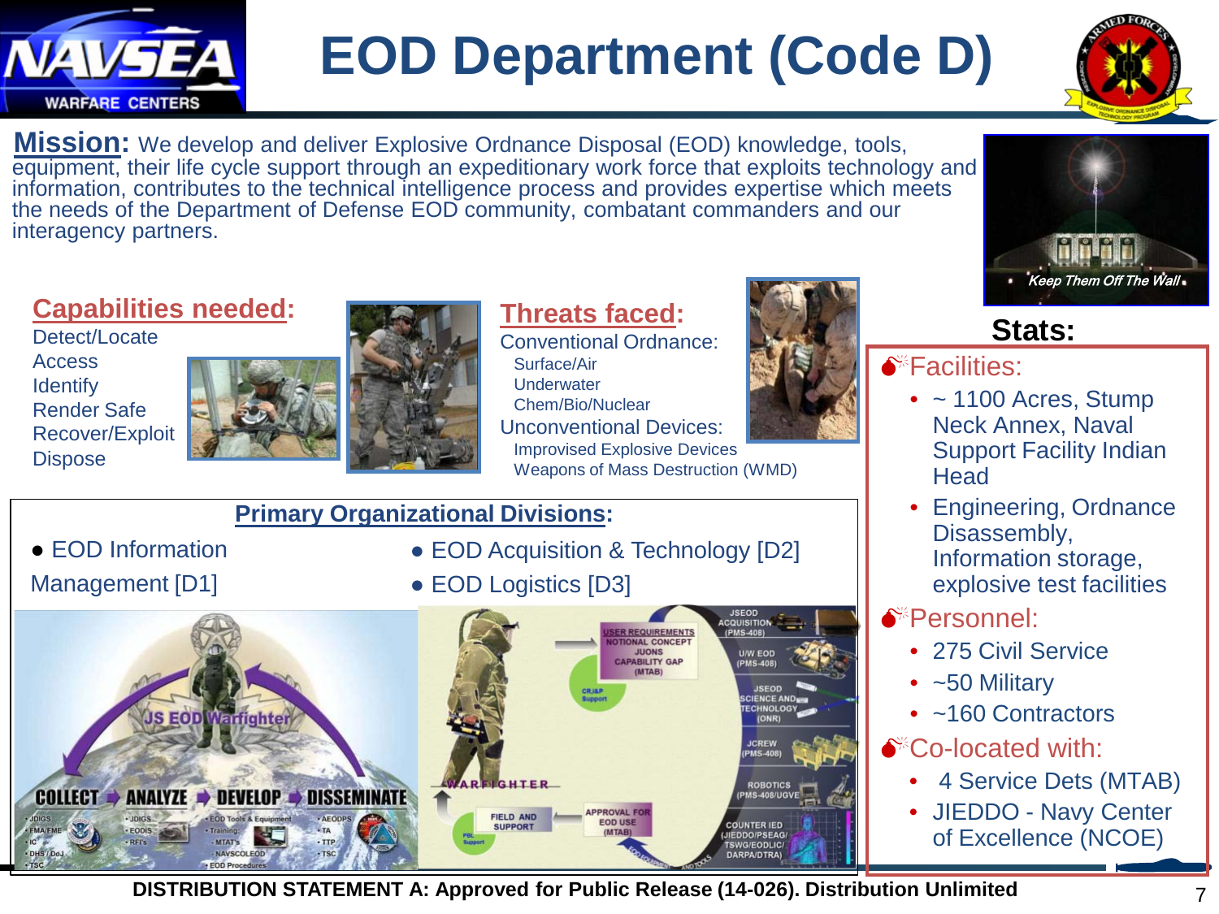# EOD Department (Code D)

**Mission:** We develop and deliver Explosive Ordnance Disposal (EOD) knowledge, tools, equipment, their life cycle support through an expeditionary work force that exploits technology and information, contributes to the technical intelligence process and provides expertise which meets the needs of the Department of Defense EOD community, combatant commanders and our interagency partners.

## Capabilities needed:

Detect/Locate
Access
Identify
Render Safe
Recover/Exploit
Dispose

## Threats faced:

Conventional Ordnance:
- Surface/Air
- Underwater
- Chem/Bio/Nuclear

Unconventional Devices:
- Improvised Explosive Devices
- Weapons of Mass Destruction (WMD)

## Primary Organizational Divisions:

- EOD Information Management [D1]
- EOD Acquisition & Technology [D2]
- EOD Logistics [D3]

## Stats:

**Facilities:**
- ~ 1100 Acres, Stump Neck Annex, Naval Support Facility Indian Head
- Engineering, Ordnance Disassembly, Information storage, explosive test facilities

**Personnel:**
- 275 Civil Service
- ~50 Military
- ~160 Contractors

**Co-located with:**
- 4 Service Dets (MTAB)
- JIEDDO - Navy Center of Excellence (NCOE)

**DISTRIBUTION STATEMENT A: Approved for Public Release (14-026). Distribution Unlimited**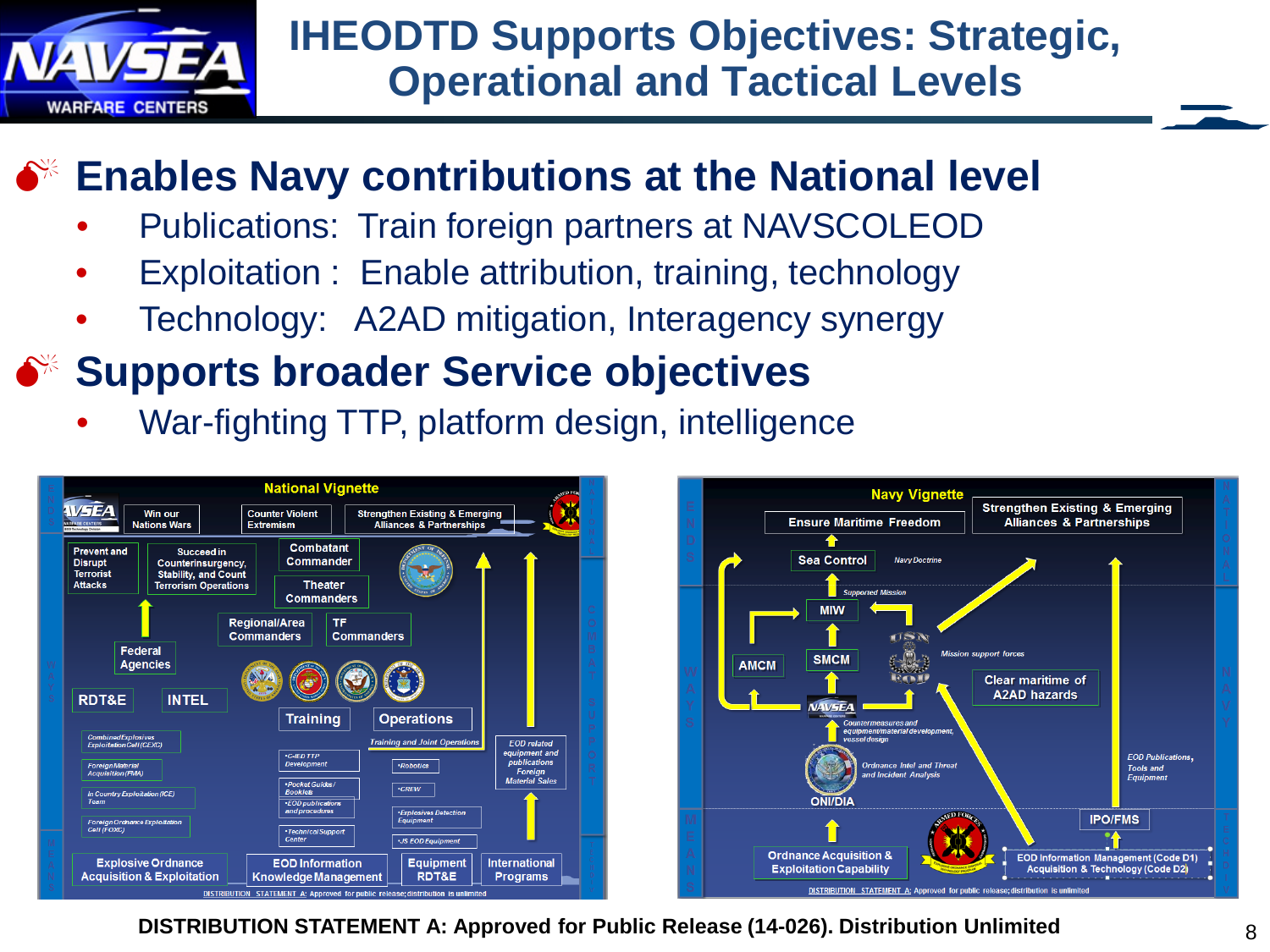# IHEODTD Supports Objectives: Strategic, Operational and Tactical Levels

## Enables Navy contributions at the National level

- Publications: Train foreign partners at NAVSCOLEOD
- Exploitation : Enable attribution, training, technology
- Technology: A2AD mitigation, Interagency synergy

## Supports broader Service objectives

- War-fighting TTP, platform design, intelligence

**National Vignette**

Win our Nations Wars | Counter Violent Extremism | Strengthen Existing & Emerging Alliances & Partnerships

Prevent and Disrupt Terrorist Attacks | Succeed in Counterinsurgency, Stability, and Count Terrorism Operations | Combatant Commander | Theater Commanders

Federal Agencies | Regional/Area Commanders | TF Commanders

RDT&E | INTEL | Training | Operations

Combined Explosives Exploitation Cell (CEXC) | Foreign Material Acquisition (FMA) | In Country Exploitation (ICE) Team | Foreign Ordnance Exploitation Cell (FOXC)

Training and Joint Operations | •C-IED TTP Development | •Pocket Guides / Booklets | •EOD publications and procedures | •Technical Support Center | •Robotics | •CREW | •Explosives Detection Equipment | •JS EOD Equipment | EOD related equipment and publications Foreign Material Sales

Explosive Ordnance Acquisition & Exploitation | EOD Information Knowledge Management | Equipment RDT&E | International Programs

DISTRIBUTION STATEMENT A: Approved for public release; distribution is unlimited

**Navy Vignette**

Ensure Maritime Freedom | Strengthen Existing & Emerging Alliances & Partnerships

Sea Control | Navy Doctrine | Supported Mission | MIW | AMCM | SMCM | Mission support forces | Clear maritime of A2AD hazards

Countermeasures and equipment/material development, vessel design | Ordnance Intel and Threat and Incident Analysis | ONI/DIA | EOD Publications, Tools and Equipment | IPO/FMS

Ordnance Acquisition & Exploitation Capability | EOD Information Management (Code D1) Acquisition & Technology (Code D2)

DISTRIBUTION STATEMENT A: Approved for public release; distribution is unlimited

**DISTRIBUTION STATEMENT A: Approved for Public Release (14-026). Distribution Unlimited**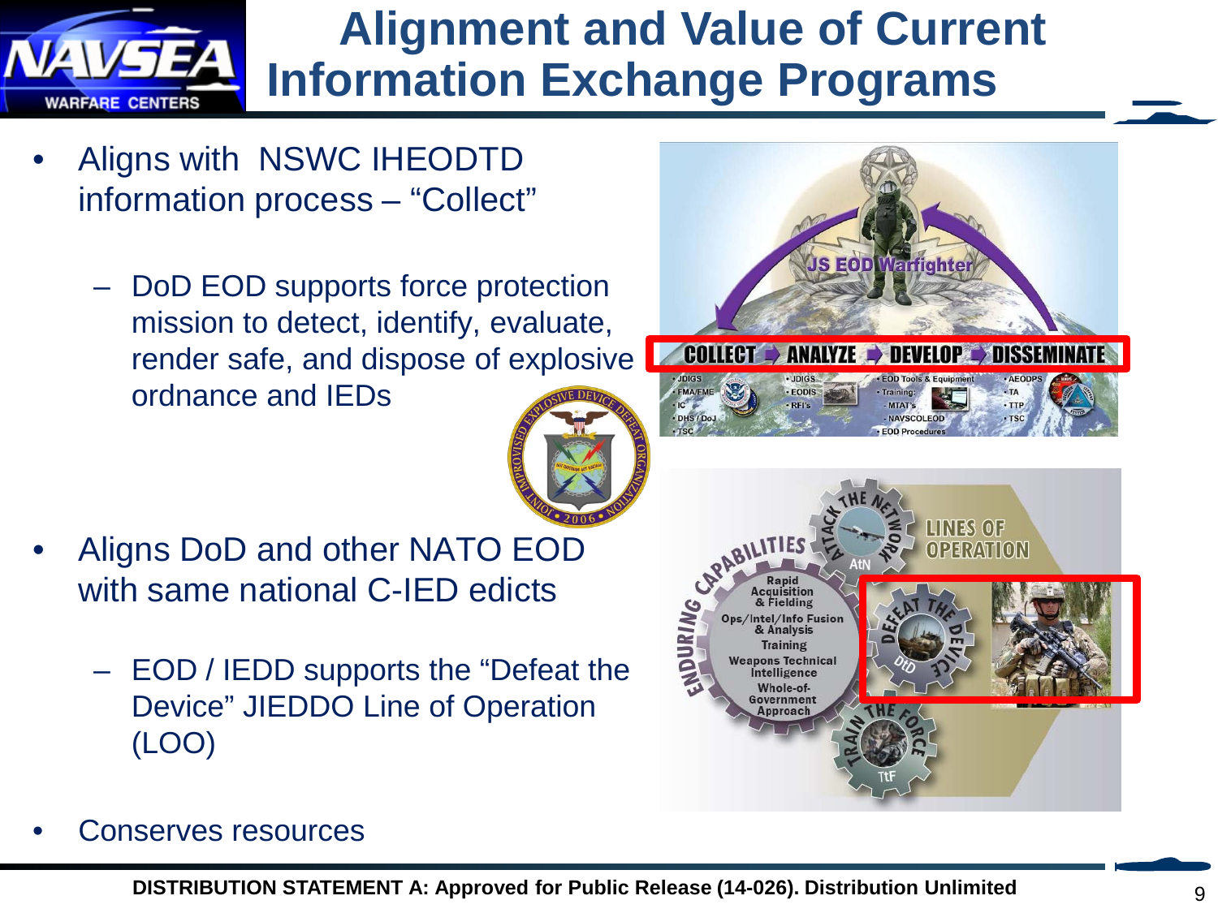# Alignment and Value of Current Information Exchange Programs

- Aligns with NSWC IHEODTD information process – “Collect”
  - DoD EOD supports force protection mission to detect, identify, evaluate, render safe, and dispose of explosive ordnance and IEDs
- Aligns DoD and other NATO EOD with same national C-IED edicts
  - EOD / IEDD supports the “Defeat the Device” JIEDDO Line of Operation (LOO)
- Conserves resources

DISTRIBUTION STATEMENT A: Approved for Public Release (14-026). Distribution Unlimited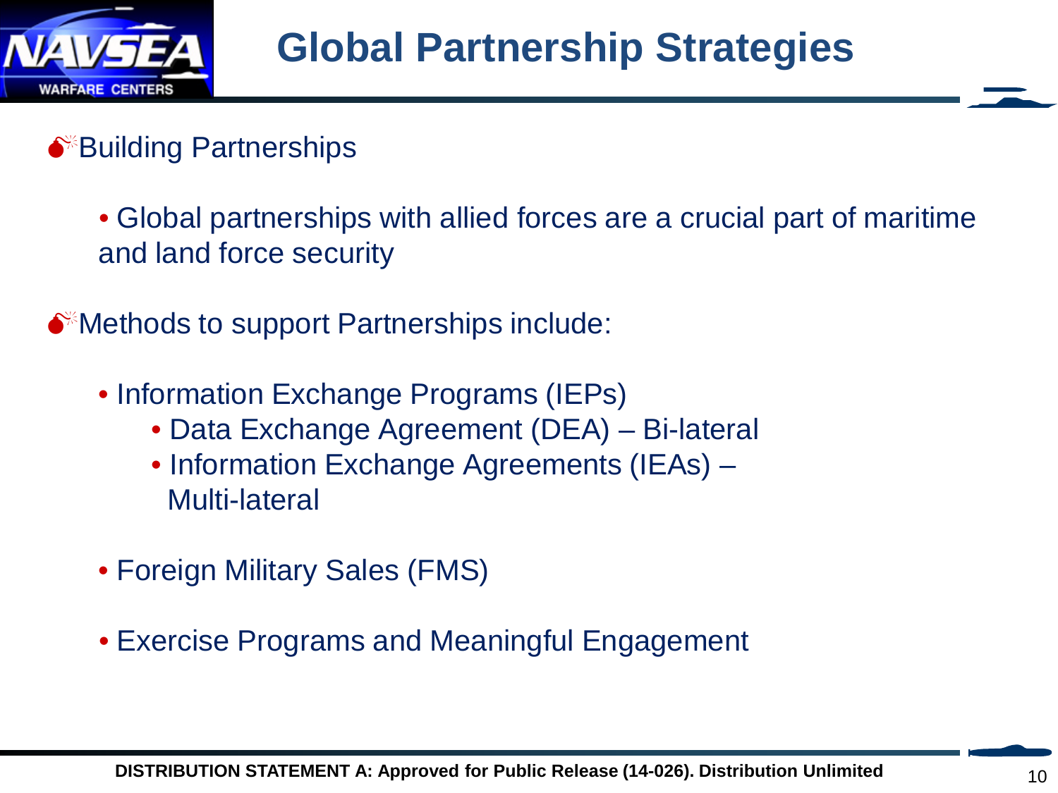# Global Partnership Strategies

- Building Partnerships
  - Global partnerships with allied forces are a crucial part of maritime and land force security
- Methods to support Partnerships include:
  - Information Exchange Programs (IEPs)
    - Data Exchange Agreement (DEA) – Bi-lateral
    - Information Exchange Agreements (IEAs) – Multi-lateral
  - Foreign Military Sales (FMS)
  - Exercise Programs and Meaningful Engagement

**DISTRIBUTION STATEMENT A: Approved for Public Release (14-026). Distribution Unlimited**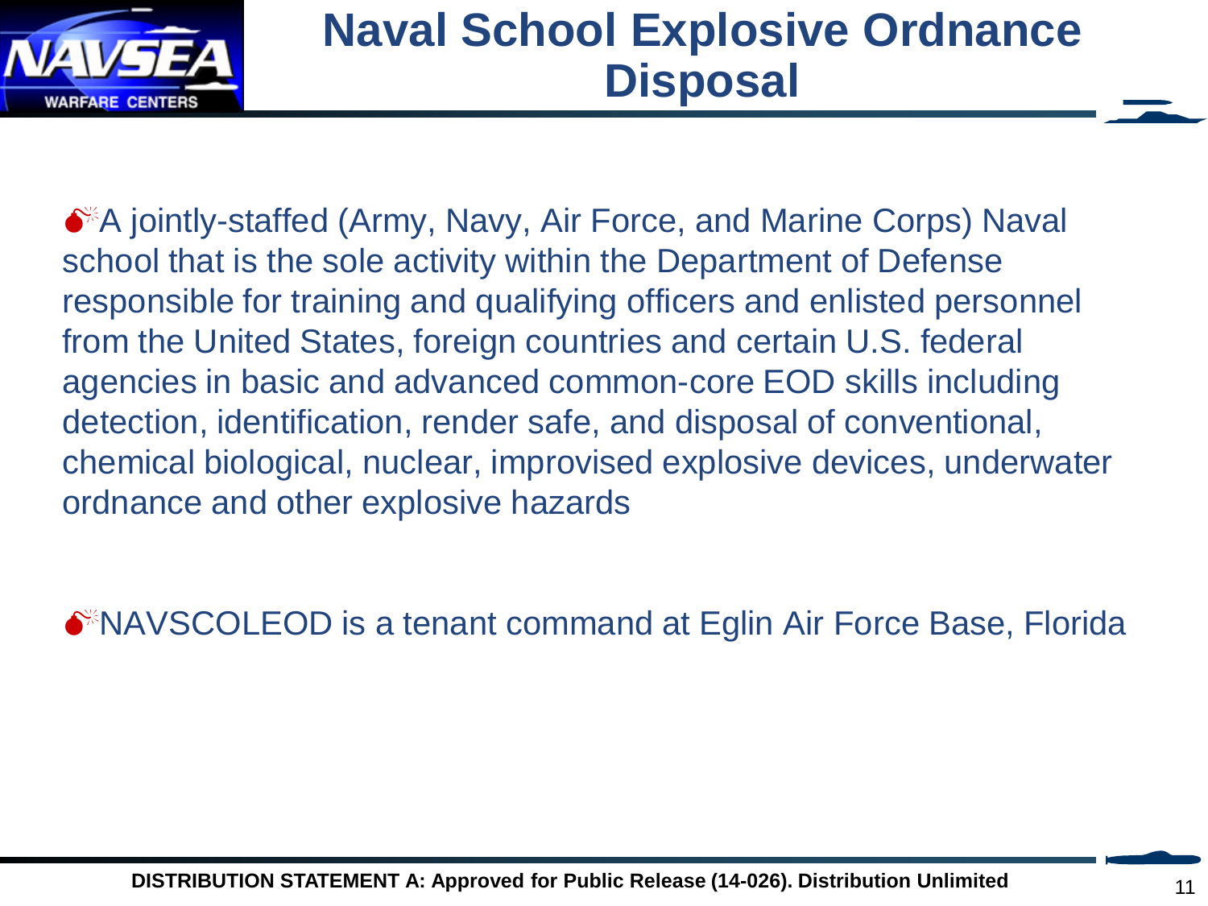# Naval School Explosive Ordnance Disposal

- A jointly-staffed (Army, Navy, Air Force, and Marine Corps) Naval school that is the sole activity within the Department of Defense responsible for training and qualifying officers and enlisted personnel from the United States, foreign countries and certain U.S. federal agencies in basic and advanced common-core EOD skills including detection, identification, render safe, and disposal of conventional, chemical biological, nuclear, improvised explosive devices, underwater ordnance and other explosive hazards

- NAVSCOLEOD is a tenant command at Eglin Air Force Base, Florida

**DISTRIBUTION STATEMENT A: Approved for Public Release (14-026). Distribution Unlimited**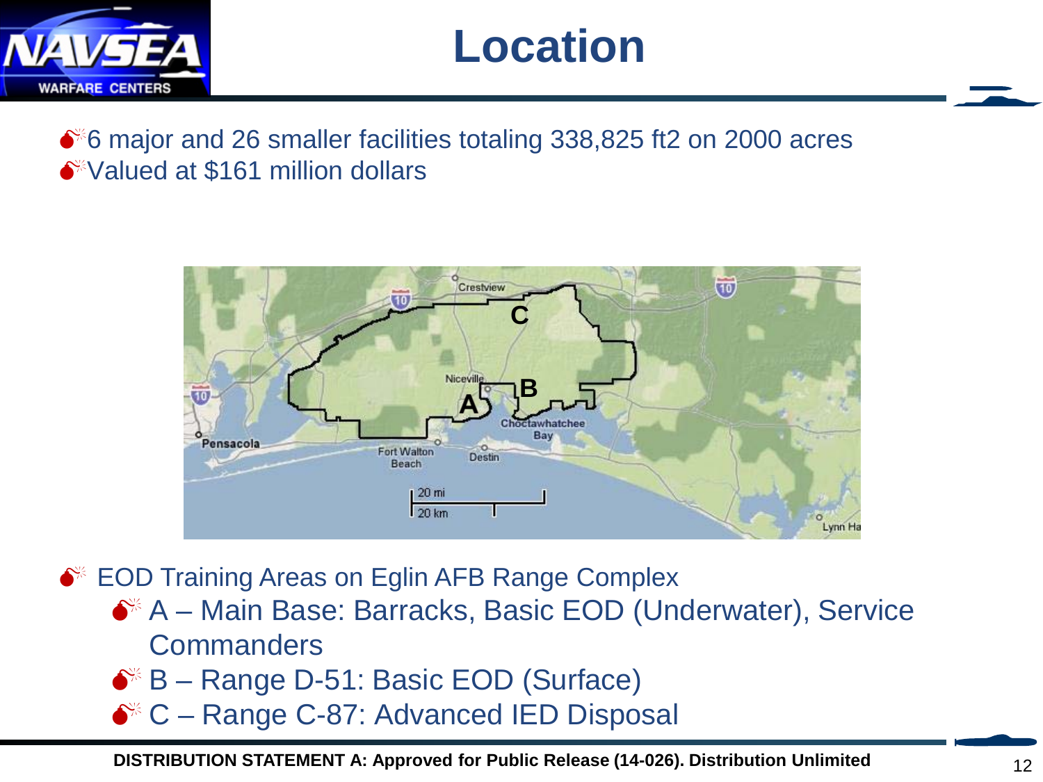# Location

- 6 major and 26 smaller facilities totaling 338,825 ft2 on 2000 acres
- Valued at $161 million dollars

- EOD Training Areas on Eglin AFB Range Complex
  - A – Main Base: Barracks, Basic EOD (Underwater), Service Commanders
  - B – Range D-51: Basic EOD (Surface)
  - C – Range C-87: Advanced IED Disposal

DISTRIBUTION STATEMENT A: Approved for Public Release (14-026). Distribution Unlimited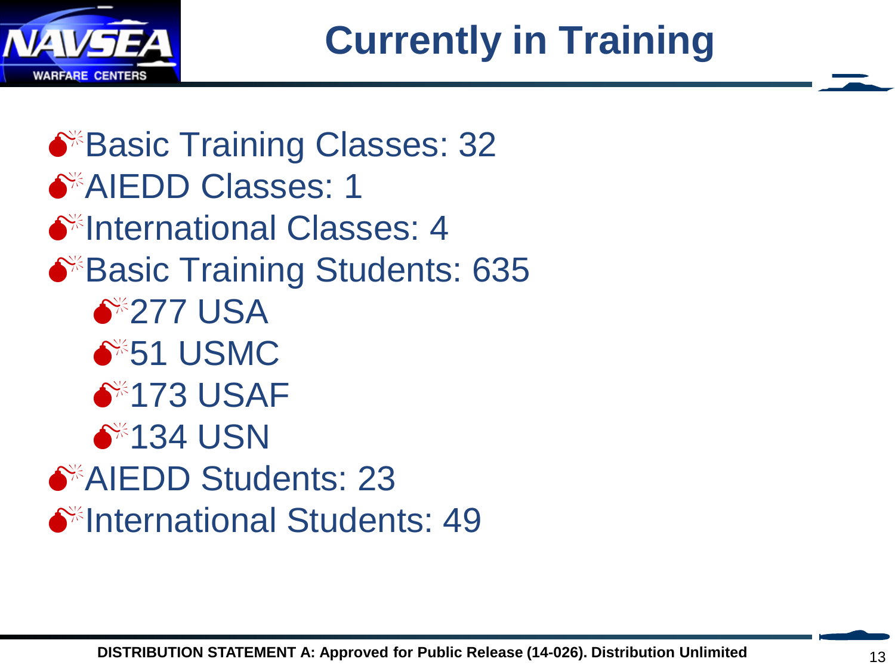# Currently in Training

- Basic Training Classes: 32
- AIEDD Classes: 1
- International Classes: 4
- Basic Training Students: 635
  - 277 USA
  - 51 USMC
  - 173 USAF
  - 134 USN
- AIEDD Students: 23
- International Students: 49

**DISTRIBUTION STATEMENT A: Approved for Public Release (14-026). Distribution Unlimited**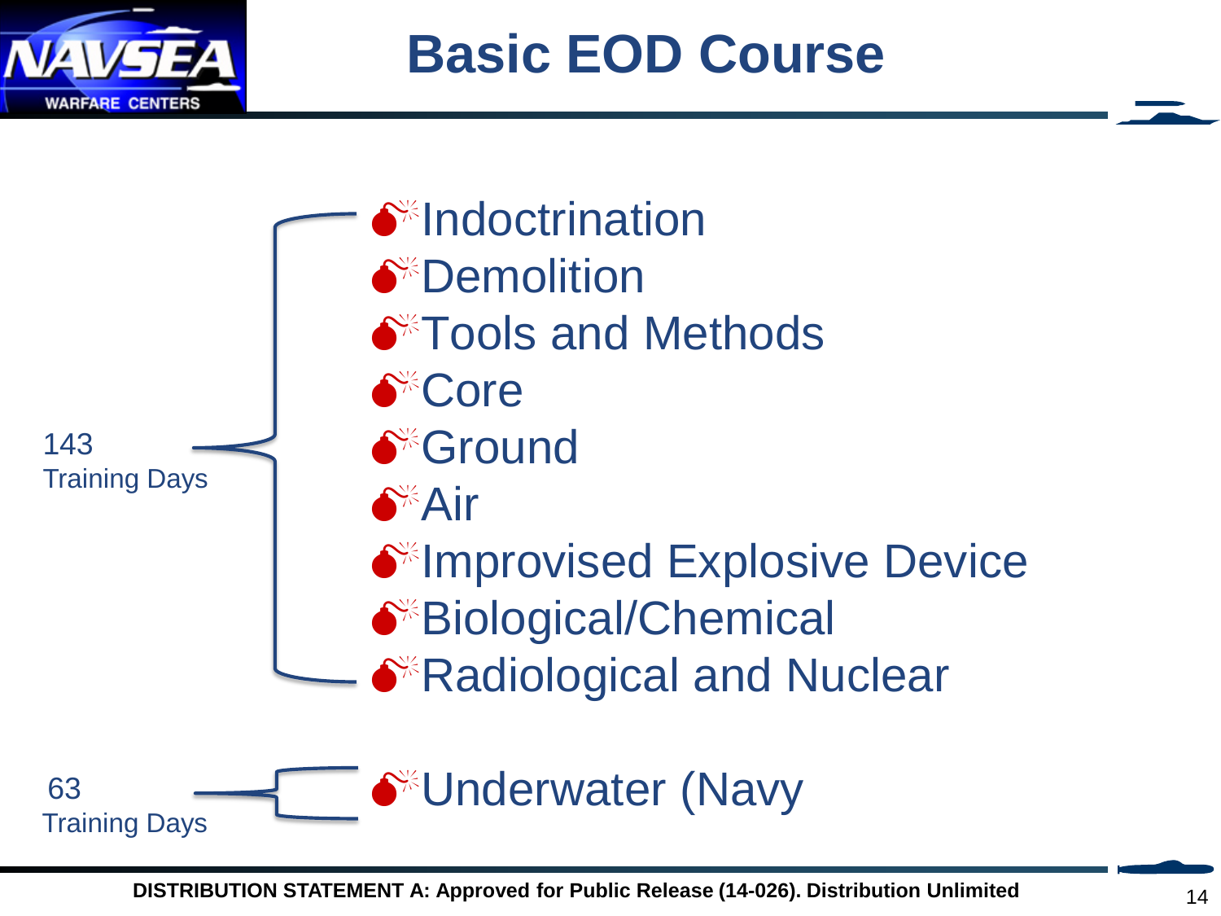# Basic EOD Course

143 Training Days

- Indoctrination
- Demolition
- Tools and Methods
- Core
- Ground
- Air
- Improvised Explosive Device
- Biological/Chemical
- Radiological and Nuclear

63 Training Days

- Underwater (Navy

DISTRIBUTION STATEMENT A: Approved for Public Release (14-026). Distribution Unlimited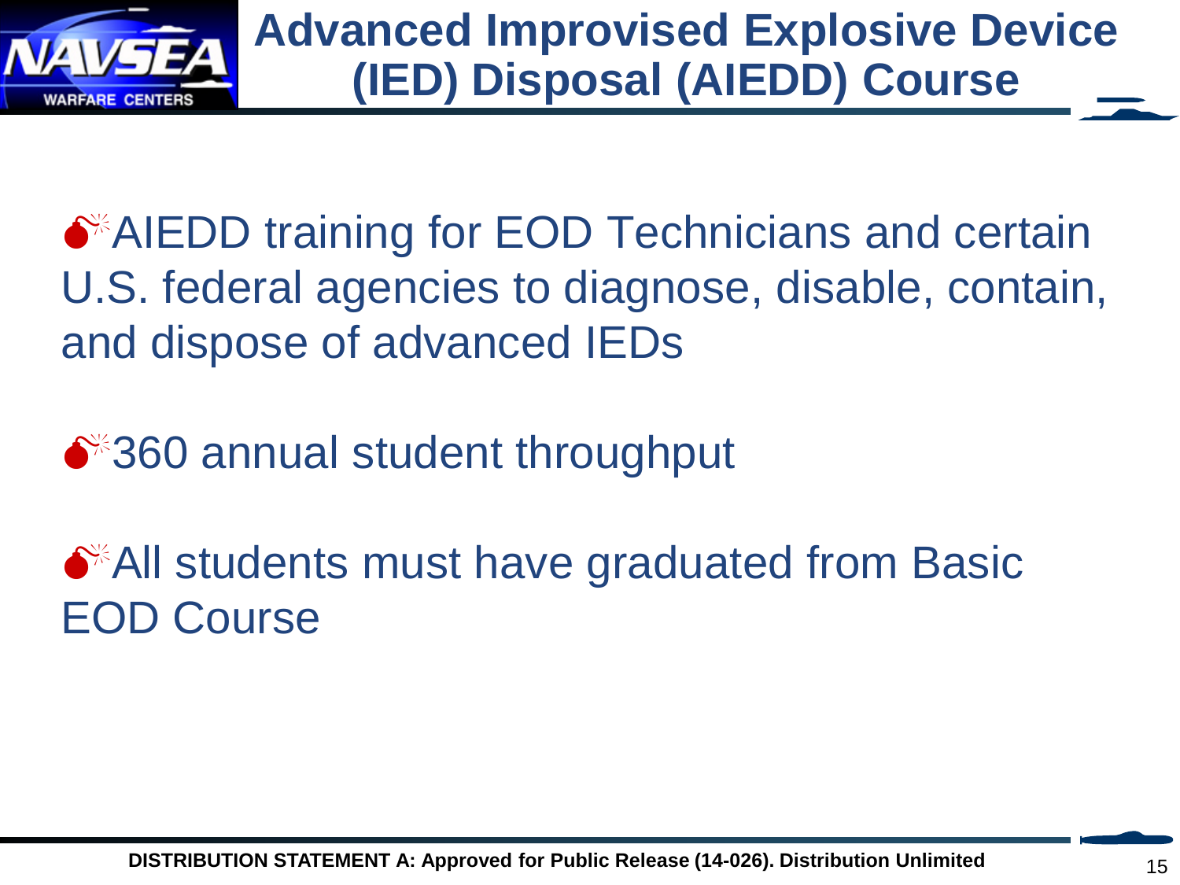# Advanced Improvised Explosive Device (IED) Disposal (AIEDD) Course

- AIEDD training for EOD Technicians and certain U.S. federal agencies to diagnose, disable, contain, and dispose of advanced IEDs
- 360 annual student throughput
- All students must have graduated from Basic EOD Course

DISTRIBUTION STATEMENT A: Approved for Public Release (14-026). Distribution Unlimited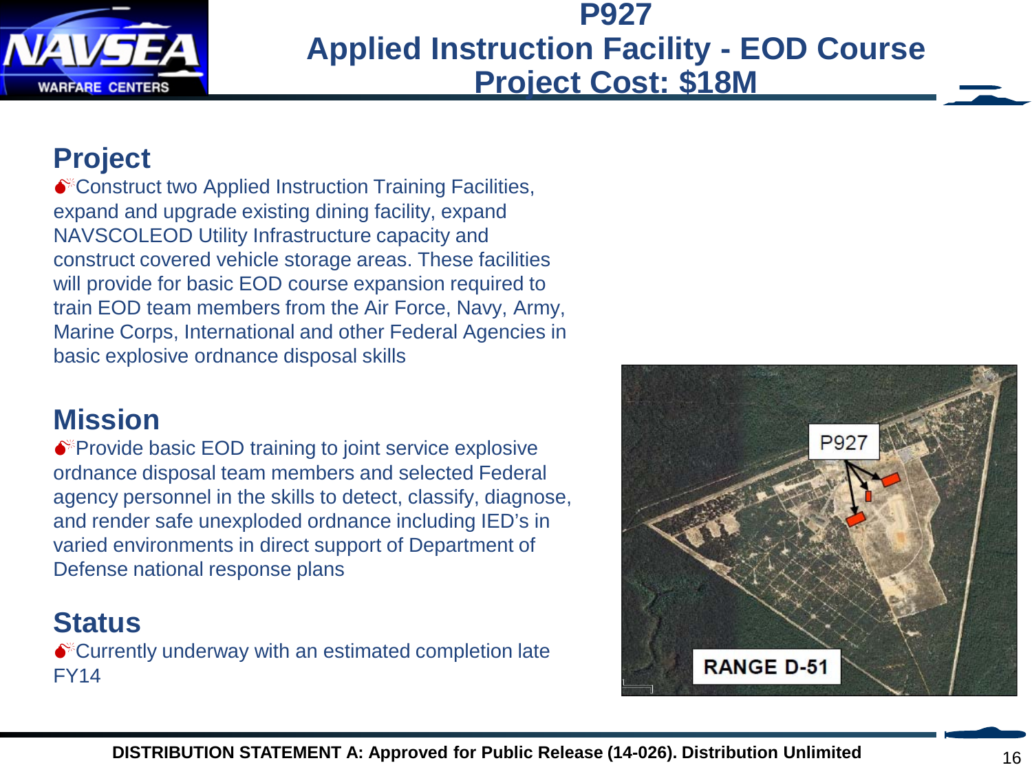# P927
# Applied Instruction Facility - EOD Course
# Project Cost: $18M

## Project

- Construct two Applied Instruction Training Facilities, expand and upgrade existing dining facility, expand NAVSCOLEOD Utility Infrastructure capacity and construct covered vehicle storage areas. These facilities will provide for basic EOD course expansion required to train EOD team members from the Air Force, Navy, Army, Marine Corps, International and other Federal Agencies in basic explosive ordnance disposal skills

## Mission

- Provide basic EOD training to joint service explosive ordnance disposal team members and selected Federal agency personnel in the skills to detect, classify, diagnose, and render safe unexploded ordnance including IED's in varied environments in direct support of Department of Defense national response plans

## Status

- Currently underway with an estimated completion late FY14

P927

RANGE D-51

DISTRIBUTION STATEMENT A: Approved for Public Release (14-026). Distribution Unlimited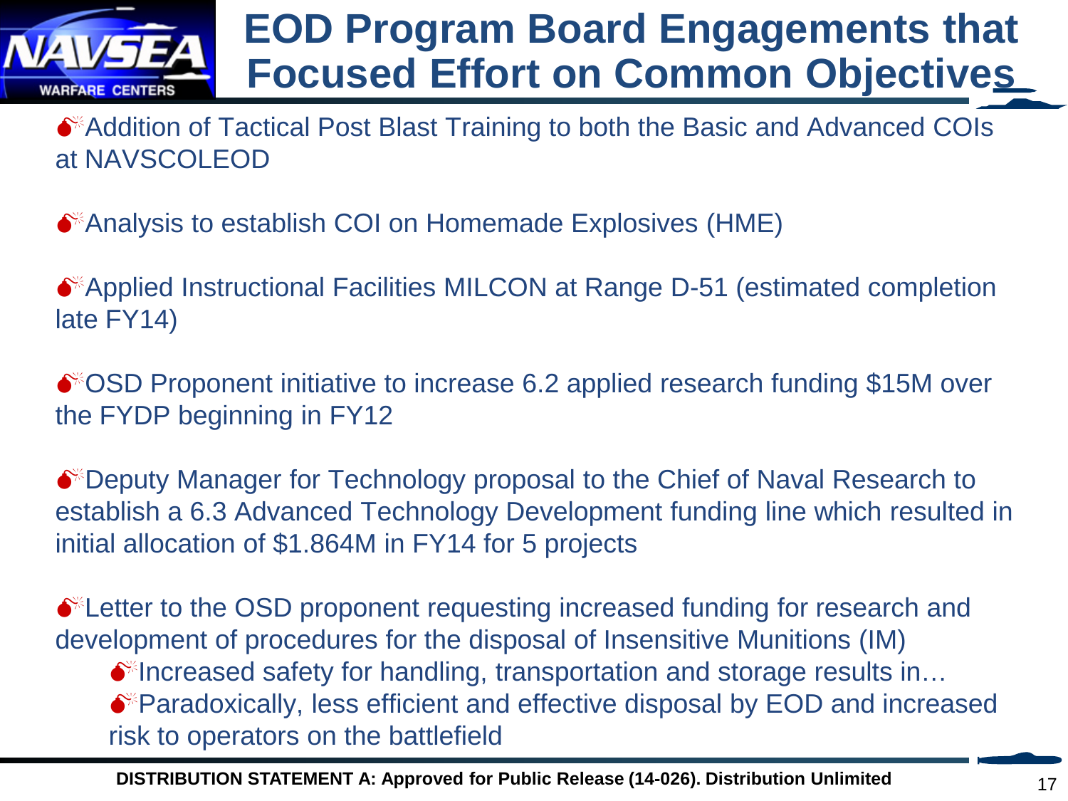# EOD Program Board Engagements that Focused Effort on Common Objectives

- Addition of Tactical Post Blast Training to both the Basic and Advanced COIs at NAVSCOLEOD
- Analysis to establish COI on Homemade Explosives (HME)
- Applied Instructional Facilities MILCON at Range D-51 (estimated completion late FY14)
- OSD Proponent initiative to increase 6.2 applied research funding $15M over the FYDP beginning in FY12
- Deputy Manager for Technology proposal to the Chief of Naval Research to establish a 6.3 Advanced Technology Development funding line which resulted in initial allocation of $1.864M in FY14 for 5 projects
- Letter to the OSD proponent requesting increased funding for research and development of procedures for the disposal of Insensitive Munitions (IM)
  - Increased safety for handling, transportation and storage results in…
  - Paradoxically, less efficient and effective disposal by EOD and increased risk to operators on the battlefield

**DISTRIBUTION STATEMENT A: Approved for Public Release (14-026). Distribution Unlimited**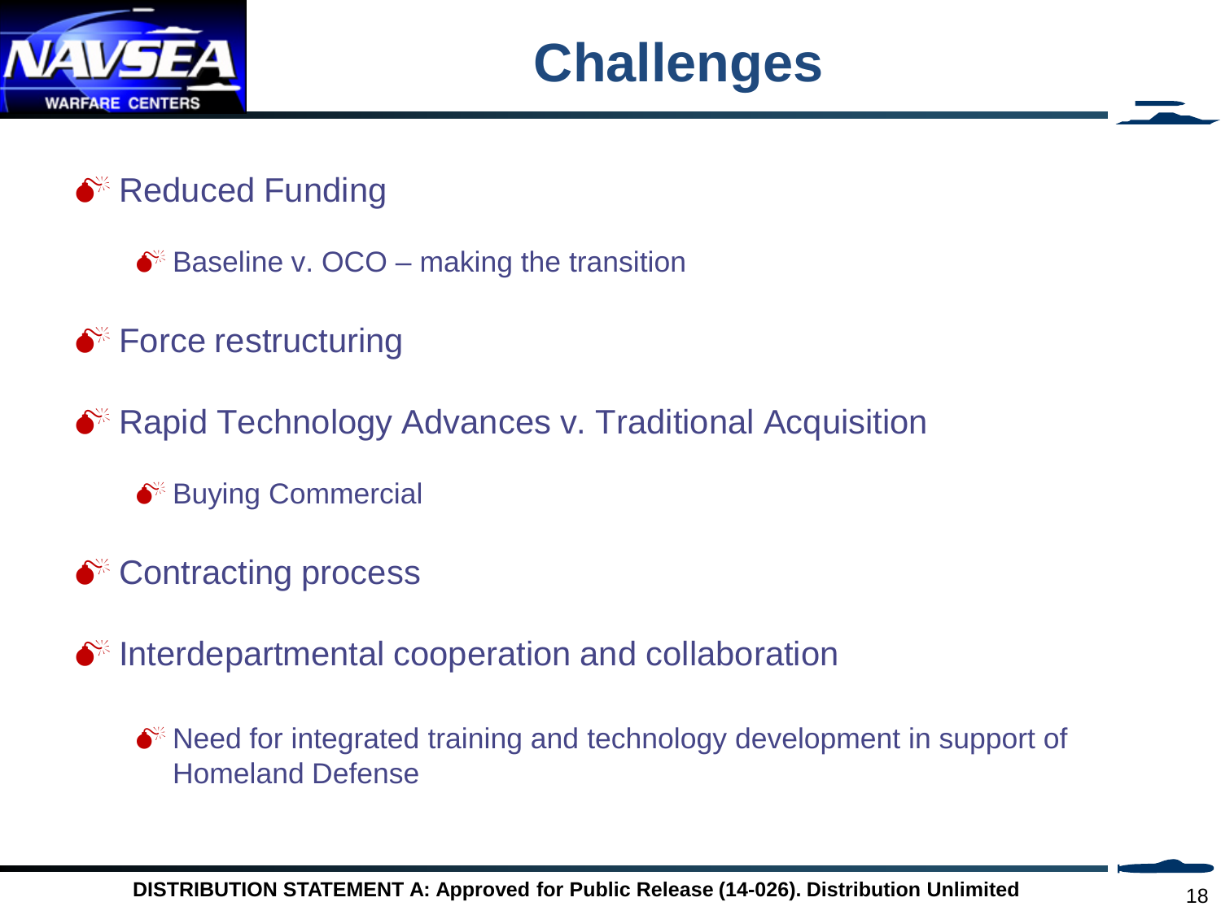# Challenges

- Reduced Funding
  - Baseline v. OCO – making the transition
- Force restructuring
- Rapid Technology Advances v. Traditional Acquisition
  - Buying Commercial
- Contracting process
- Interdepartmental cooperation and collaboration
  - Need for integrated training and technology development in support of Homeland Defense

**DISTRIBUTION STATEMENT A: Approved for Public Release (14-026). Distribution Unlimited**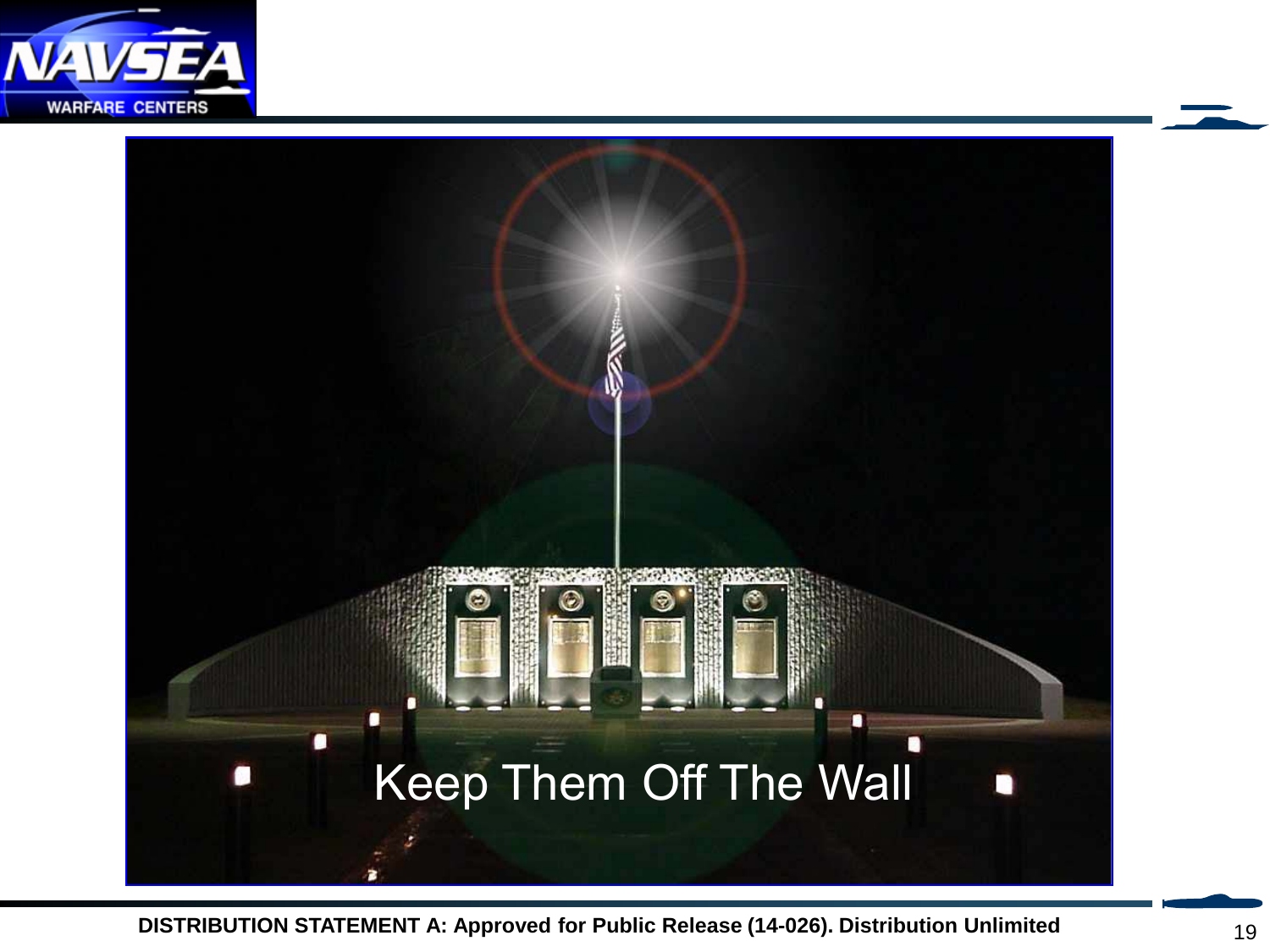Keep Them Off The Wall

DISTRIBUTION STATEMENT A: Approved for Public Release (14-026). Distribution Unlimited